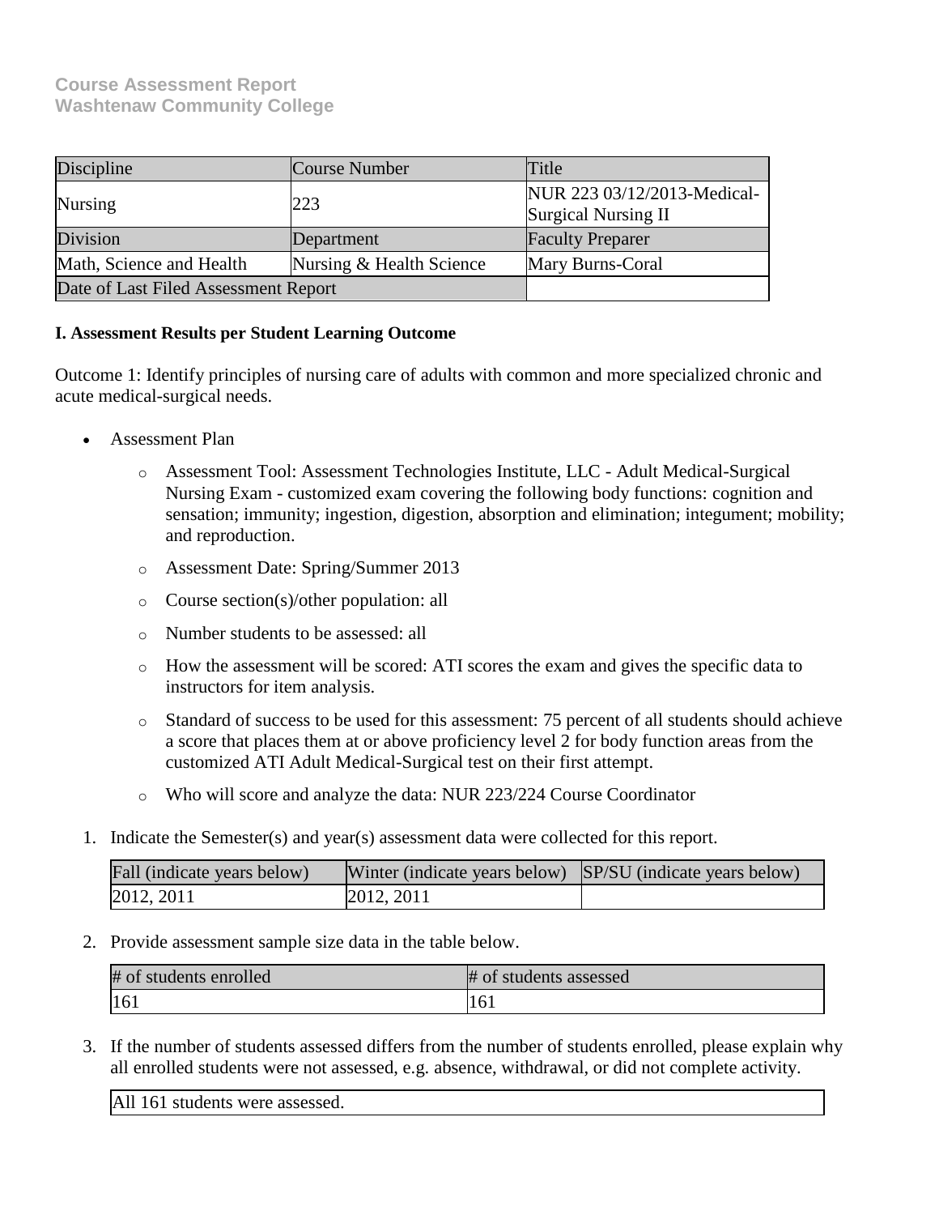**Course Assessment Report**
**Washtenaw Community College**

| Discipline | Course Number | Title |
| --- | --- | --- |
| Nursing | 223 | NUR 223 03/12/2013-Medical-Surgical Nursing II |
| Division | Department | Faculty Preparer |
| Math, Science and Health | Nursing & Health Science | Mary Burns-Coral |
| Date of Last Filed Assessment Report | | |

**I. Assessment Results per Student Learning Outcome**

Outcome 1: Identify principles of nursing care of adults with common and more specialized chronic and acute medical-surgical needs.

- Assessment Plan
  - Assessment Tool: Assessment Technologies Institute, LLC - Adult Medical-Surgical Nursing Exam - customized exam covering the following body functions: cognition and sensation; immunity; ingestion, digestion, absorption and elimination; integument; mobility; and reproduction.
  - Assessment Date: Spring/Summer 2013
  - Course section(s)/other population: all
  - Number students to be assessed: all
  - How the assessment will be scored: ATI scores the exam and gives the specific data to instructors for item analysis.
  - Standard of success to be used for this assessment: 75 percent of all students should achieve a score that places them at or above proficiency level 2 for body function areas from the customized ATI Adult Medical-Surgical test on their first attempt.
  - Who will score and analyze the data: NUR 223/224 Course Coordinator

1. Indicate the Semester(s) and year(s) assessment data were collected for this report.

| Fall (indicate years below) | Winter (indicate years below) | SP/SU (indicate years below) |
| --- | --- | --- |
| 2012, 2011 | 2012, 2011 | |

2. Provide assessment sample size data in the table below.

| # of students enrolled | # of students assessed |
| --- | --- |
| 161 | 161 |

3. If the number of students assessed differs from the number of students enrolled, please explain why all enrolled students were not assessed, e.g. absence, withdrawal, or did not complete activity.

| All 161 students were assessed. |
| --- |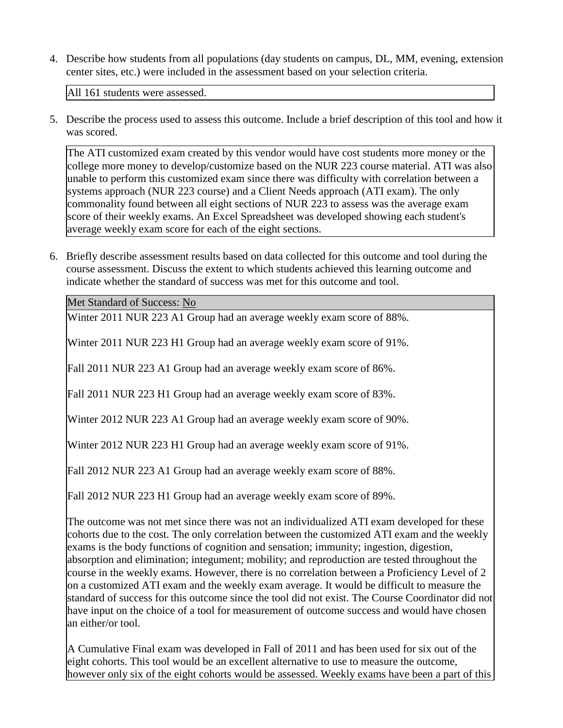4. Describe how students from all populations (day students on campus, DL, MM, evening, extension center sites, etc.) were included in the assessment based on your selection criteria.

All 161 students were assessed.

5. Describe the process used to assess this outcome. Include a brief description of this tool and how it was scored.

The ATI customized exam created by this vendor would have cost students more money or the college more money to develop/customize based on the NUR 223 course material. ATI was also unable to perform this customized exam since there was difficulty with correlation between a systems approach (NUR 223 course) and a Client Needs approach (ATI exam). The only commonality found between all eight sections of NUR 223 to assess was the average exam score of their weekly exams. An Excel Spreadsheet was developed showing each student's average weekly exam score for each of the eight sections.

6. Briefly describe assessment results based on data collected for this outcome and tool during the course assessment. Discuss the extent to which students achieved this learning outcome and indicate whether the standard of success was met for this outcome and tool.

Met Standard of Success: No

Winter 2011 NUR 223 A1 Group had an average weekly exam score of 88%.

Winter 2011 NUR 223 H1 Group had an average weekly exam score of 91%.

Fall 2011 NUR 223 A1 Group had an average weekly exam score of 86%.

Fall 2011 NUR 223 H1 Group had an average weekly exam score of 83%.

Winter 2012 NUR 223 A1 Group had an average weekly exam score of 90%.

Winter 2012 NUR 223 H1 Group had an average weekly exam score of 91%.

Fall 2012 NUR 223 A1 Group had an average weekly exam score of 88%.

Fall 2012 NUR 223 H1 Group had an average weekly exam score of 89%.

The outcome was not met since there was not an individualized ATI exam developed for these cohorts due to the cost. The only correlation between the customized ATI exam and the weekly exams is the body functions of cognition and sensation; immunity; ingestion, digestion, absorption and elimination; integument; mobility; and reproduction are tested throughout the course in the weekly exams. However, there is no correlation between a Proficiency Level of 2 on a customized ATI exam and the weekly exam average. It would be difficult to measure the standard of success for this outcome since the tool did not exist. The Course Coordinator did not have input on the choice of a tool for measurement of outcome success and would have chosen an either/or tool.

A Cumulative Final exam was developed in Fall of 2011 and has been used for six out of the eight cohorts. This tool would be an excellent alternative to use to measure the outcome, however only six of the eight cohorts would be assessed. Weekly exams have been a part of this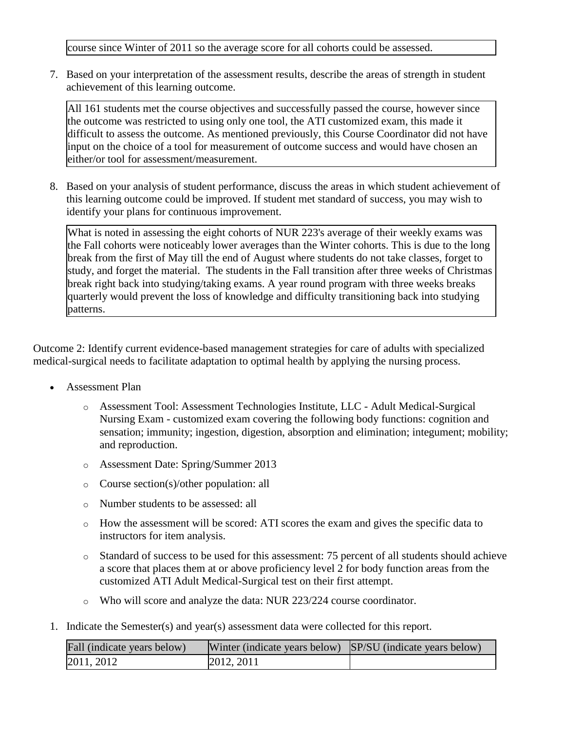course since Winter of 2011 so the average score for all cohorts could be assessed.

7. Based on your interpretation of the assessment results, describe the areas of strength in student achievement of this learning outcome.

   All 161 students met the course objectives and successfully passed the course, however since the outcome was restricted to using only one tool, the ATI customized exam, this made it difficult to assess the outcome. As mentioned previously, this Course Coordinator did not have input on the choice of a tool for measurement of outcome success and would have chosen an either/or tool for assessment/measurement.

8. Based on your analysis of student performance, discuss the areas in which student achievement of this learning outcome could be improved. If student met standard of success, you may wish to identify your plans for continuous improvement.

   What is noted in assessing the eight cohorts of NUR 223's average of their weekly exams was the Fall cohorts were noticeably lower averages than the Winter cohorts. This is due to the long break from the first of May till the end of August where students do not take classes, forget to study, and forget the material. The students in the Fall transition after three weeks of Christmas break right back into studying/taking exams. A year round program with three weeks breaks quarterly would prevent the loss of knowledge and difficulty transitioning back into studying patterns.

Outcome 2: Identify current evidence-based management strategies for care of adults with specialized medical-surgical needs to facilitate adaptation to optimal health by applying the nursing process.

- Assessment Plan
  - Assessment Tool: Assessment Technologies Institute, LLC - Adult Medical-Surgical Nursing Exam - customized exam covering the following body functions: cognition and sensation; immunity; ingestion, digestion, absorption and elimination; integument; mobility; and reproduction.
  - Assessment Date: Spring/Summer 2013
  - Course section(s)/other population: all
  - Number students to be assessed: all
  - How the assessment will be scored: ATI scores the exam and gives the specific data to instructors for item analysis.
  - Standard of success to be used for this assessment: 75 percent of all students should achieve a score that places them at or above proficiency level 2 for body function areas from the customized ATI Adult Medical-Surgical test on their first attempt.
  - Who will score and analyze the data: NUR 223/224 course coordinator.

1. Indicate the Semester(s) and year(s) assessment data were collected for this report.

| Fall (indicate years below) | Winter (indicate years below) | SP/SU (indicate years below) |
|---|---|---|
| 2011, 2012 | 2012, 2011 | |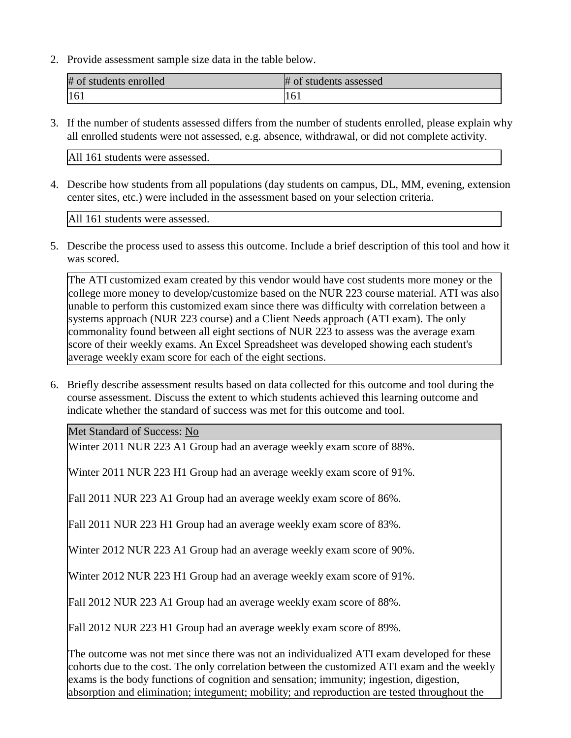2. Provide assessment sample size data in the table below.

| # of students enrolled | # of students assessed |
| --- | --- |
| 161 | 161 |

3. If the number of students assessed differs from the number of students enrolled, please explain why all enrolled students were not assessed, e.g. absence, withdrawal, or did not complete activity.

| All 161 students were assessed. |
| --- |

4. Describe how students from all populations (day students on campus, DL, MM, evening, extension center sites, etc.) were included in the assessment based on your selection criteria.

| All 161 students were assessed. |
| --- |

5. Describe the process used to assess this outcome. Include a brief description of this tool and how it was scored.

| The ATI customized exam created by this vendor would have cost students more money or the college more money to develop/customize based on the NUR 223 course material. ATI was also unable to perform this customized exam since there was difficulty with correlation between a systems approach (NUR 223 course) and a Client Needs approach (ATI exam). The only commonality found between all eight sections of NUR 223 to assess was the average exam score of their weekly exams. An Excel Spreadsheet was developed showing each student's average weekly exam score for each of the eight sections. |
| --- |

6. Briefly describe assessment results based on data collected for this outcome and tool during the course assessment. Discuss the extent to which students achieved this learning outcome and indicate whether the standard of success was met for this outcome and tool.

**Met Standard of Success:** No

Winter 2011 NUR 223 A1 Group had an average weekly exam score of 88%.

Winter 2011 NUR 223 H1 Group had an average weekly exam score of 91%.

Fall 2011 NUR 223 A1 Group had an average weekly exam score of 86%.

Fall 2011 NUR 223 H1 Group had an average weekly exam score of 83%.

Winter 2012 NUR 223 A1 Group had an average weekly exam score of 90%.

Winter 2012 NUR 223 H1 Group had an average weekly exam score of 91%.

Fall 2012 NUR 223 A1 Group had an average weekly exam score of 88%.

Fall 2012 NUR 223 H1 Group had an average weekly exam score of 89%.

The outcome was not met since there was not an individualized ATI exam developed for these cohorts due to the cost. The only correlation between the customized ATI exam and the weekly exams is the body functions of cognition and sensation; immunity; ingestion, digestion, absorption and elimination; integument; mobility; and reproduction are tested throughout the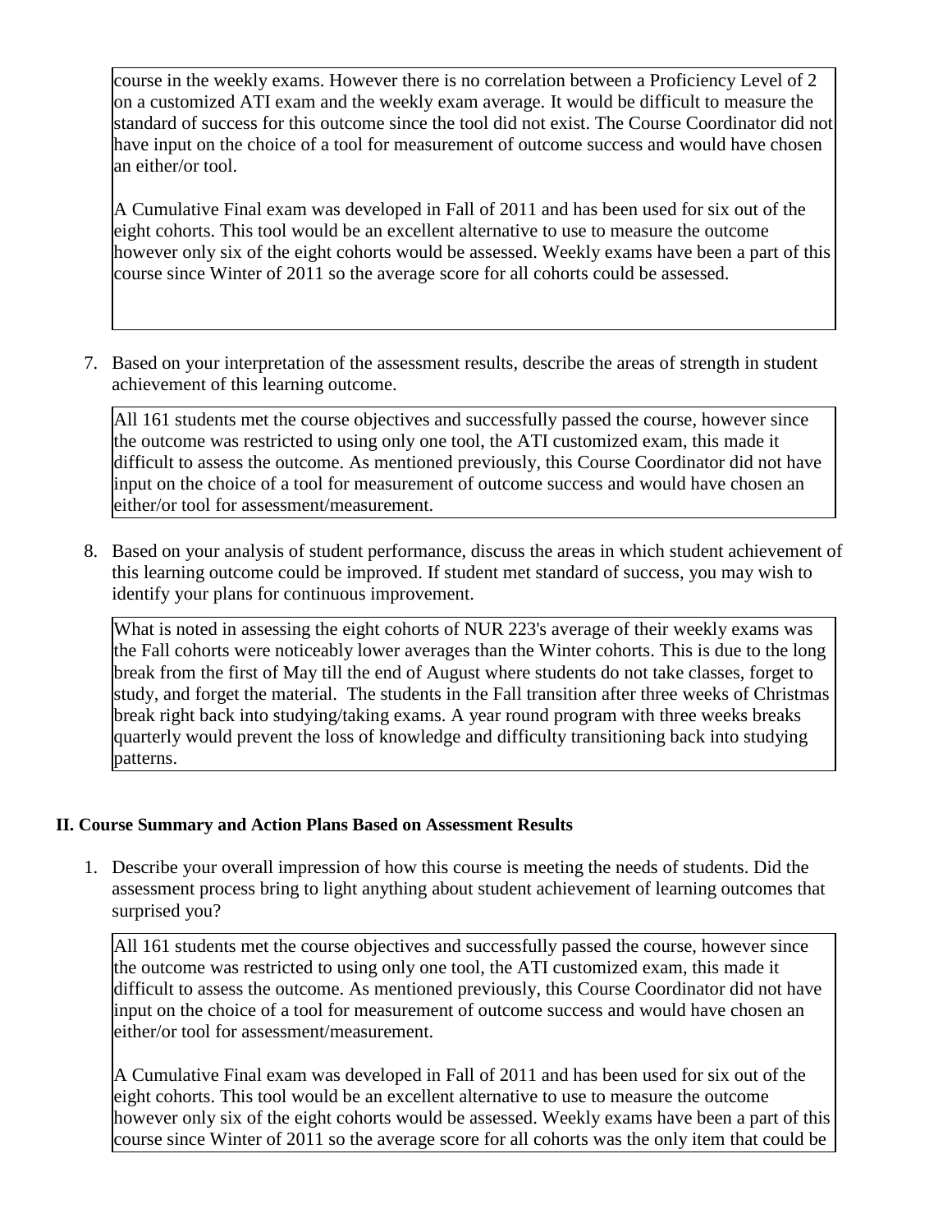course in the weekly exams. However there is no correlation between a Proficiency Level of 2 on a customized ATI exam and the weekly exam average. It would be difficult to measure the standard of success for this outcome since the tool did not exist. The Course Coordinator did not have input on the choice of a tool for measurement of outcome success and would have chosen an either/or tool.

A Cumulative Final exam was developed in Fall of 2011 and has been used for six out of the eight cohorts. This tool would be an excellent alternative to use to measure the outcome however only six of the eight cohorts would be assessed. Weekly exams have been a part of this course since Winter of 2011 so the average score for all cohorts could be assessed.

7. Based on your interpretation of the assessment results, describe the areas of strength in student achievement of this learning outcome.

All 161 students met the course objectives and successfully passed the course, however since the outcome was restricted to using only one tool, the ATI customized exam, this made it difficult to assess the outcome. As mentioned previously, this Course Coordinator did not have input on the choice of a tool for measurement of outcome success and would have chosen an either/or tool for assessment/measurement.

8. Based on your analysis of student performance, discuss the areas in which student achievement of this learning outcome could be improved. If student met standard of success, you may wish to identify your plans for continuous improvement.

What is noted in assessing the eight cohorts of NUR 223's average of their weekly exams was the Fall cohorts were noticeably lower averages than the Winter cohorts. This is due to the long break from the first of May till the end of August where students do not take classes, forget to study, and forget the material. The students in the Fall transition after three weeks of Christmas break right back into studying/taking exams. A year round program with three weeks breaks quarterly would prevent the loss of knowledge and difficulty transitioning back into studying patterns.

### II. Course Summary and Action Plans Based on Assessment Results

1. Describe your overall impression of how this course is meeting the needs of students. Did the assessment process bring to light anything about student achievement of learning outcomes that surprised you?

All 161 students met the course objectives and successfully passed the course, however since the outcome was restricted to using only one tool, the ATI customized exam, this made it difficult to assess the outcome. As mentioned previously, this Course Coordinator did not have input on the choice of a tool for measurement of outcome success and would have chosen an either/or tool for assessment/measurement.

A Cumulative Final exam was developed in Fall of 2011 and has been used for six out of the eight cohorts. This tool would be an excellent alternative to use to measure the outcome however only six of the eight cohorts would be assessed. Weekly exams have been a part of this course since Winter of 2011 so the average score for all cohorts was the only item that could be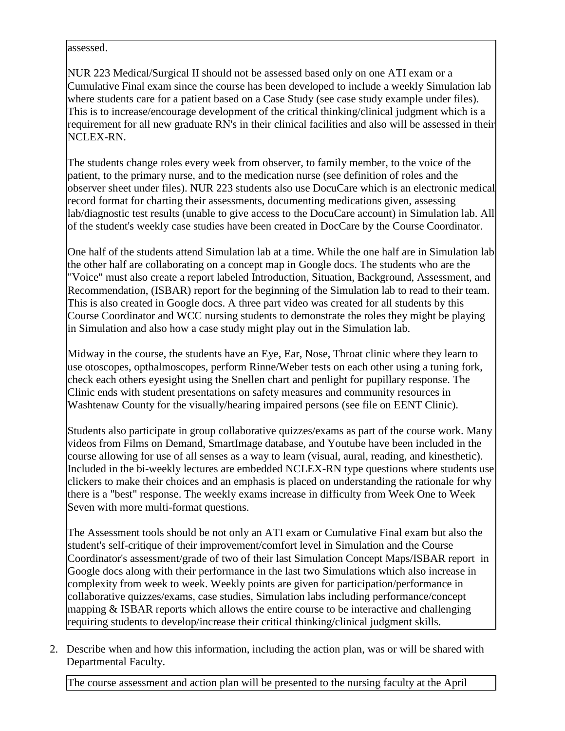assessed.

NUR 223 Medical/Surgical II should not be assessed based only on one ATI exam or a Cumulative Final exam since the course has been developed to include a weekly Simulation lab where students care for a patient based on a Case Study (see case study example under files). This is to increase/encourage development of the critical thinking/clinical judgment which is a requirement for all new graduate RN's in their clinical facilities and also will be assessed in their NCLEX-RN.

The students change roles every week from observer, to family member, to the voice of the patient, to the primary nurse, and to the medication nurse (see definition of roles and the observer sheet under files). NUR 223 students also use DocuCare which is an electronic medical record format for charting their assessments, documenting medications given, assessing lab/diagnostic test results (unable to give access to the DocuCare account) in Simulation lab. All of the student's weekly case studies have been created in DocCare by the Course Coordinator.

One half of the students attend Simulation lab at a time. While the one half are in Simulation lab the other half are collaborating on a concept map in Google docs. The students who are the "Voice" must also create a report labeled Introduction, Situation, Background, Assessment, and Recommendation, (ISBAR) report for the beginning of the Simulation lab to read to their team. This is also created in Google docs. A three part video was created for all students by this Course Coordinator and WCC nursing students to demonstrate the roles they might be playing in Simulation and also how a case study might play out in the Simulation lab.

Midway in the course, the students have an Eye, Ear, Nose, Throat clinic where they learn to use otoscopes, opthalmoscopes, perform Rinne/Weber tests on each other using a tuning fork, check each others eyesight using the Snellen chart and penlight for pupillary response. The Clinic ends with student presentations on safety measures and community resources in Washtenaw County for the visually/hearing impaired persons (see file on EENT Clinic).

Students also participate in group collaborative quizzes/exams as part of the course work. Many videos from Films on Demand, SmartImage database, and Youtube have been included in the course allowing for use of all senses as a way to learn (visual, aural, reading, and kinesthetic). Included in the bi-weekly lectures are embedded NCLEX-RN type questions where students use clickers to make their choices and an emphasis is placed on understanding the rationale for why there is a "best" response. The weekly exams increase in difficulty from Week One to Week Seven with more multi-format questions.

The Assessment tools should be not only an ATI exam or Cumulative Final exam but also the student's self-critique of their improvement/comfort level in Simulation and the Course Coordinator's assessment/grade of two of their last Simulation Concept Maps/ISBAR report in Google docs along with their performance in the last two Simulations which also increase in complexity from week to week. Weekly points are given for participation/performance in collaborative quizzes/exams, case studies, Simulation labs including performance/concept mapping & ISBAR reports which allows the entire course to be interactive and challenging requiring students to develop/increase their critical thinking/clinical judgment skills.

2. Describe when and how this information, including the action plan, was or will be shared with Departmental Faculty.

The course assessment and action plan will be presented to the nursing faculty at the April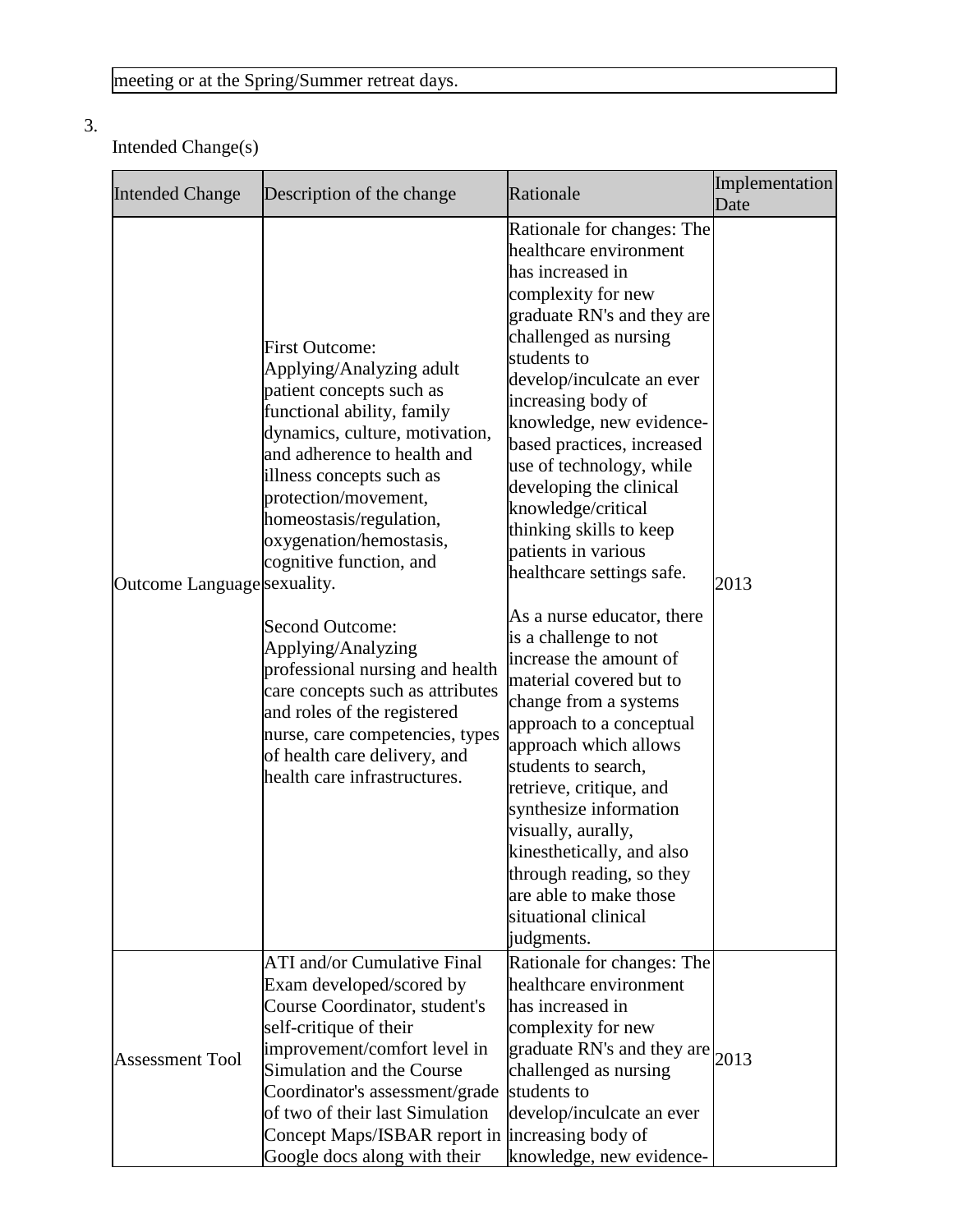| meeting or at the Spring/Summer retreat days. |
|---|

3. Intended Change(s)

| Intended Change | Description of the change | Rationale | Implementation Date |
|---|---|---|---|
| Outcome Language | First Outcome: Applying/Analyzing adult patient concepts such as functional ability, family dynamics, culture, motivation, and adherence to health and illness concepts such as protection/movement, homeostasis/regulation, oxygenation/hemostasis, cognitive function, and sexuality.<br><br>Second Outcome: Applying/Analyzing professional nursing and health care concepts such as attributes and roles of the registered nurse, care competencies, types of health care delivery, and health care infrastructures. | Rationale for changes: The healthcare environment has increased in complexity for new graduate RN's and they are challenged as nursing students to develop/inculcate an ever increasing body of knowledge, new evidence-based practices, increased use of technology, while developing the clinical knowledge/critical thinking skills to keep patients in various healthcare settings safe.<br><br>As a nurse educator, there is a challenge to not increase the amount of material covered but to change from a systems approach to a conceptual approach which allows students to search, retrieve, critique, and synthesize information visually, aurally, kinesthetically, and also through reading, so they are able to make those situational clinical judgments. | 2013 |
| Assessment Tool | ATI and/or Cumulative Final Exam developed/scored by Course Coordinator, student's self-critique of their improvement/comfort level in Simulation and the Course Coordinator's assessment/grade of two of their last Simulation Concept Maps/ISBAR report in Google docs along with their | Rationale for changes: The healthcare environment has increased in complexity for new graduate RN's and they are challenged as nursing students to develop/inculcate an ever increasing body of knowledge, new evidence- | 2013 |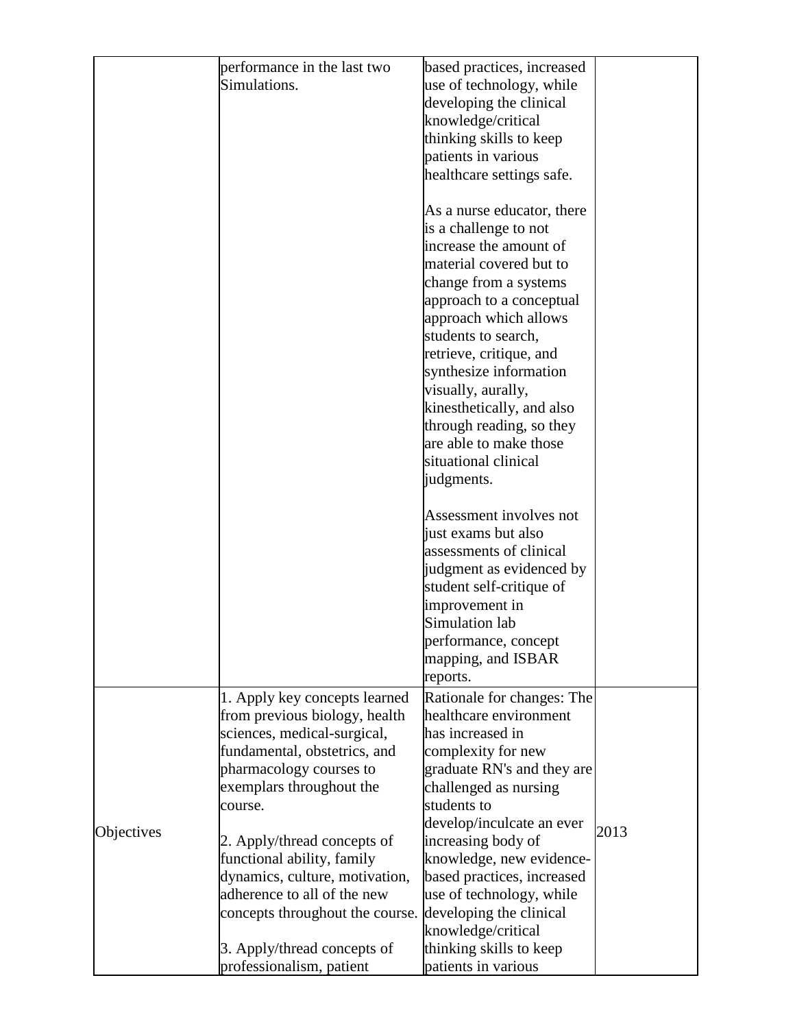| | | | |
|---|---|---|---|
| | performance in the last two Simulations. | based practices, increased use of technology, while developing the clinical knowledge/critical thinking skills to keep patients in various healthcare settings safe.<br><br>As a nurse educator, there is a challenge to not increase the amount of material covered but to change from a systems approach to a conceptual approach which allows students to search, retrieve, critique, and synthesize information visually, aurally, kinesthetically, and also through reading, so they are able to make those situational clinical judgments.<br><br>Assessment involves not just exams but also assessments of clinical judgment as evidenced by student self-critique of improvement in Simulation lab performance, concept mapping, and ISBAR reports. | |
| Objectives | 1. Apply key concepts learned from previous biology, health sciences, medical-surgical, fundamental, obstetrics, and pharmacology courses to exemplars throughout the course.<br><br>2. Apply/thread concepts of functional ability, family dynamics, culture, motivation, adherence to all of the new concepts throughout the course.<br><br>3. Apply/thread concepts of professionalism, patient | Rationale for changes: The healthcare environment has increased in complexity for new graduate RN's and they are challenged as nursing students to develop/inculcate an ever increasing body of knowledge, new evidence-based practices, increased use of technology, while developing the clinical knowledge/critical thinking skills to keep patients in various | 2013 |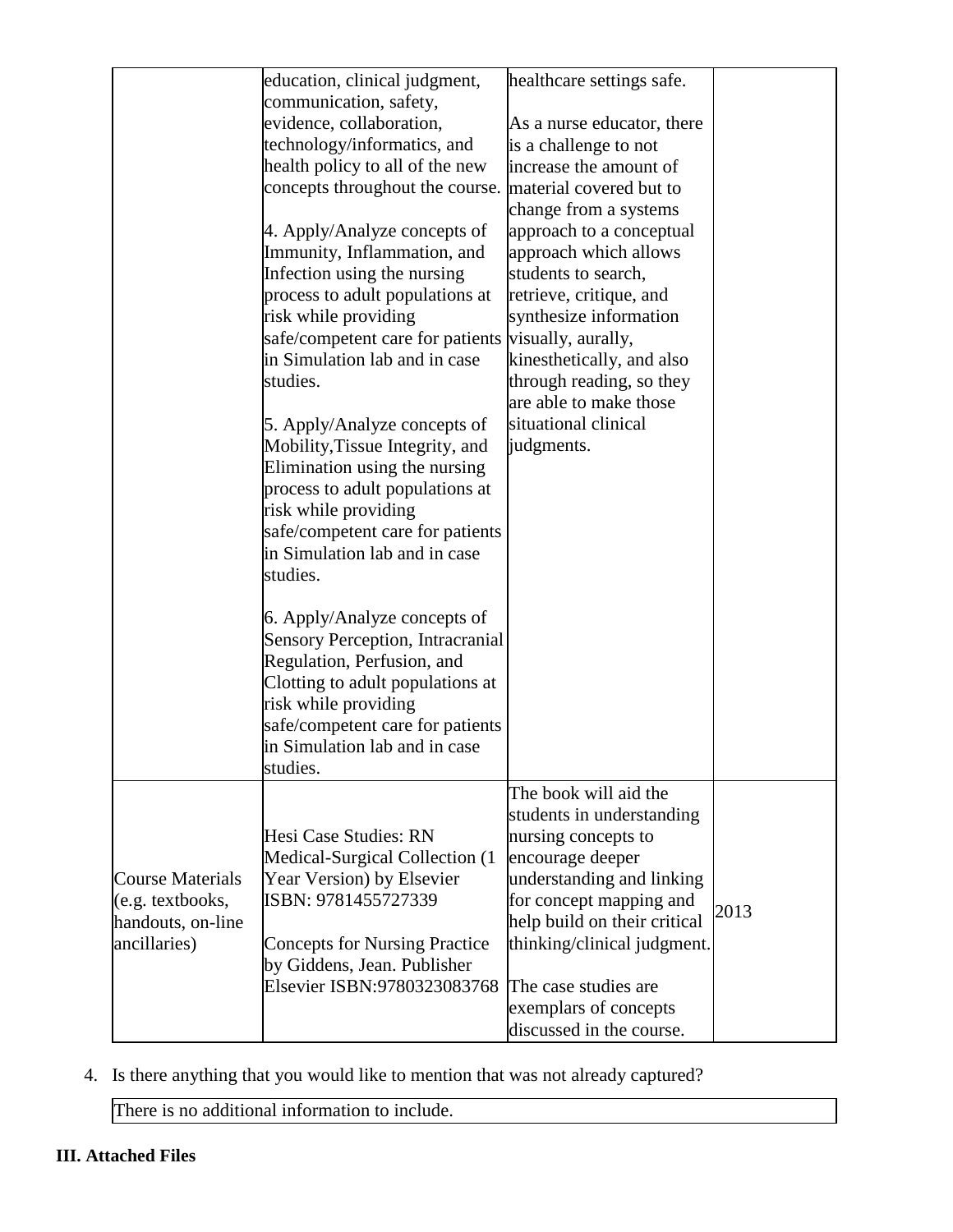| | | | |
|---|---|---|---|
| | education, clinical judgment, communication, safety, evidence, collaboration, technology/informatics, and health policy to all of the new concepts throughout the course.<br><br>4. Apply/Analyze concepts of Immunity, Inflammation, and Infection using the nursing process to adult populations at risk while providing safe/competent care for patients in Simulation lab and in case studies.<br><br>5. Apply/Analyze concepts of Mobility,Tissue Integrity, and Elimination using the nursing process to adult populations at risk while providing safe/competent care for patients in Simulation lab and in case studies.<br><br>6. Apply/Analyze concepts of Sensory Perception, Intracranial Regulation, Perfusion, and Clotting to adult populations at risk while providing safe/competent care for patients in Simulation lab and in case studies. | healthcare settings safe.<br><br>As a nurse educator, there is a challenge to not increase the amount of material covered but to change from a systems approach to a conceptual approach which allows students to search, retrieve, critique, and synthesize information visually, aurally, kinesthetically, and also through reading, so they are able to make those situational clinical judgments. | |
| Course Materials (e.g. textbooks, handouts, on-line ancillaries) | Hesi Case Studies: RN Medical-Surgical Collection (1 Year Version) by Elsevier ISBN: 9781455727339<br><br>Concepts for Nursing Practice by Giddens, Jean. Publisher Elsevier ISBN:9780323083768 | The book will aid the students in understanding nursing concepts to encourage deeper understanding and linking for concept mapping and help build on their critical thinking/clinical judgment.<br><br>The case studies are exemplars of concepts discussed in the course. | 2013 |

4. Is there anything that you would like to mention that was not already captured?

| There is no additional information to include. |
|---|

**III. Attached Files**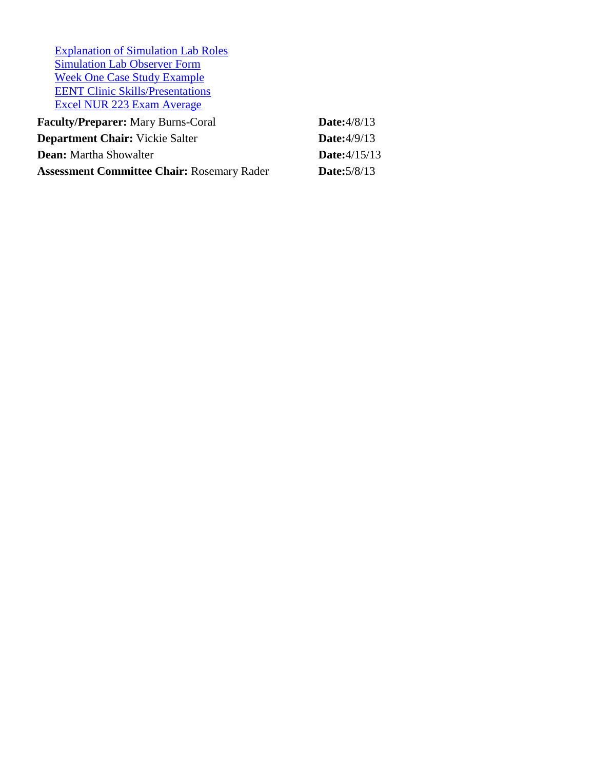- Explanation of Simulation Lab Roles
- Simulation Lab Observer Form
- Week One Case Study Example
- EENT Clinic Skills/Presentations
- Excel NUR 223 Exam Average

| | |
|---|---|
| **Faculty/Preparer:** Mary Burns-Coral | **Date:**4/8/13 |
| **Department Chair:** Vickie Salter | **Date:**4/9/13 |
| **Dean:** Martha Showalter | **Date:**4/15/13 |
| **Assessment Committee Chair:** Rosemary Rader | **Date:**5/8/13 |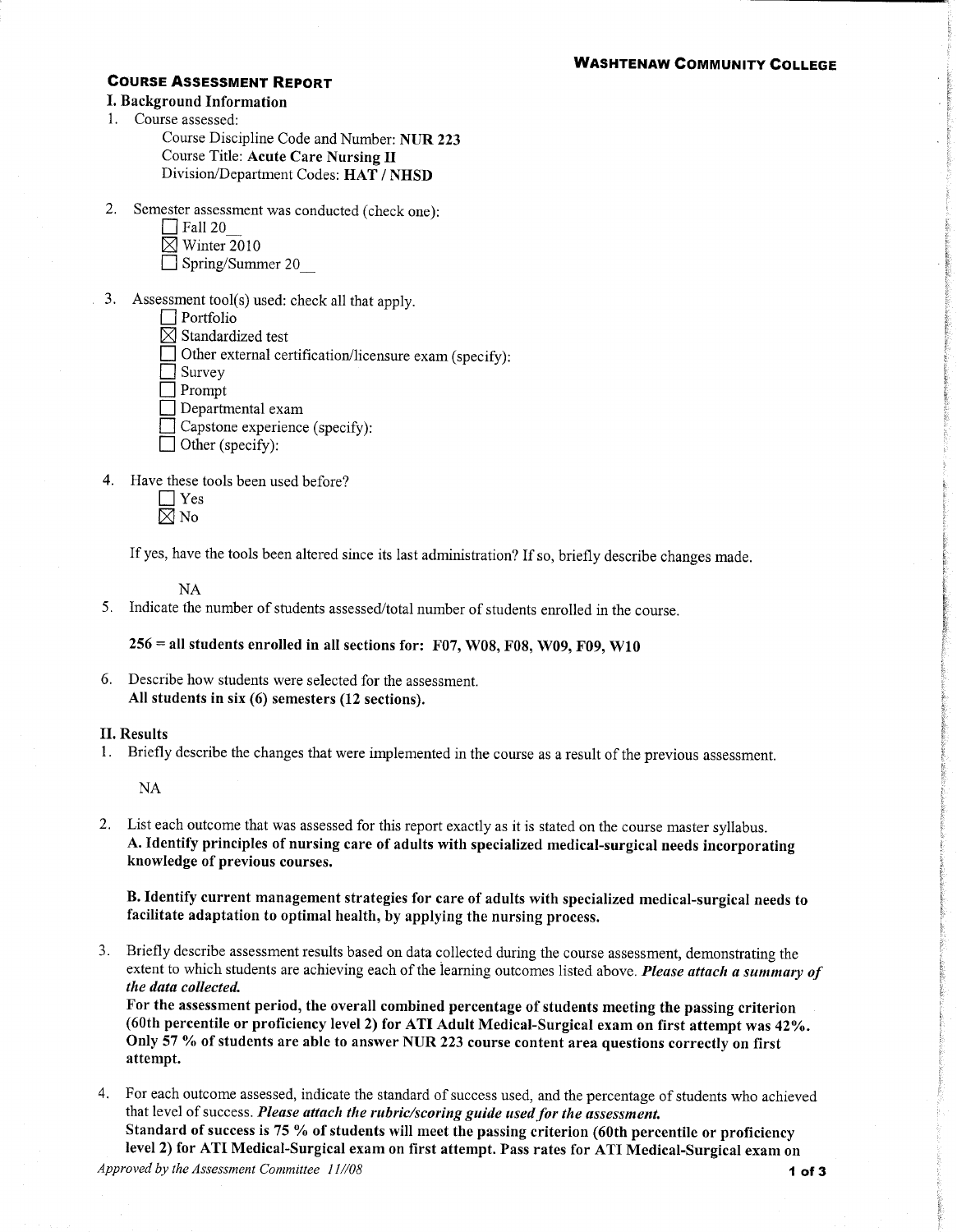**WASHTENAW COMMUNITY COLLEGE**

## COURSE ASSESSMENT REPORT

### I. Background Information

1. Course assessed:
   Course Discipline Code and Number: **NUR 223**
   Course Title: **Acute Care Nursing II**
   Division/Department Codes: **HAT / NHSD**

2. Semester assessment was conducted (check one):
   ☐ Fall 20__
   ☒ Winter 2010
   ☐ Spring/Summer 20__

3. Assessment tool(s) used: check all that apply.
   ☐ Portfolio
   ☒ Standardized test
   ☐ Other external certification/licensure exam (specify):
   ☐ Survey
   ☐ Prompt
   ☐ Departmental exam
   ☐ Capstone experience (specify):
   ☐ Other (specify):

4. Have these tools been used before?
   ☐ Yes
   ☒ No

   If yes, have the tools been altered since its last administration? If so, briefly describe changes made.

   NA

5. Indicate the number of students assessed/total number of students enrolled in the course.

   **256 = all students enrolled in all sections for: F07, W08, F08, W09, F09, W10**

6. Describe how students were selected for the assessment.
   **All students in six (6) semesters (12 sections).**

### II. Results

1. Briefly describe the changes that were implemented in the course as a result of the previous assessment.

   NA

2. List each outcome that was assessed for this report exactly as it is stated on the course master syllabus.
   **A. Identify principles of nursing care of adults with specialized medical-surgical needs incorporating knowledge of previous courses.**

   **B. Identify current management strategies for care of adults with specialized medical-surgical needs to facilitate adaptation to optimal health, by applying the nursing process.**

3. Briefly describe assessment results based on data collected during the course assessment, demonstrating the extent to which students are achieving each of the learning outcomes listed above. ***Please attach a summary of the data collected.***
   **For the assessment period, the overall combined percentage of students meeting the passing criterion (60th percentile or proficiency level 2) for ATI Adult Medical-Surgical exam on first attempt was 42%. Only 57 % of students are able to answer NUR 223 course content area questions correctly on first attempt.**

4. For each outcome assessed, indicate the standard of success used, and the percentage of students who achieved that level of success. ***Please attach the rubric/scoring guide used for the assessment.***
   **Standard of success is 75 % of students will meet the passing criterion (60th percentile or proficiency level 2) for ATI Medical-Surgical exam on first attempt. Pass rates for ATI Medical-Surgical exam on**

*Approved by the Assessment Committee 11//08*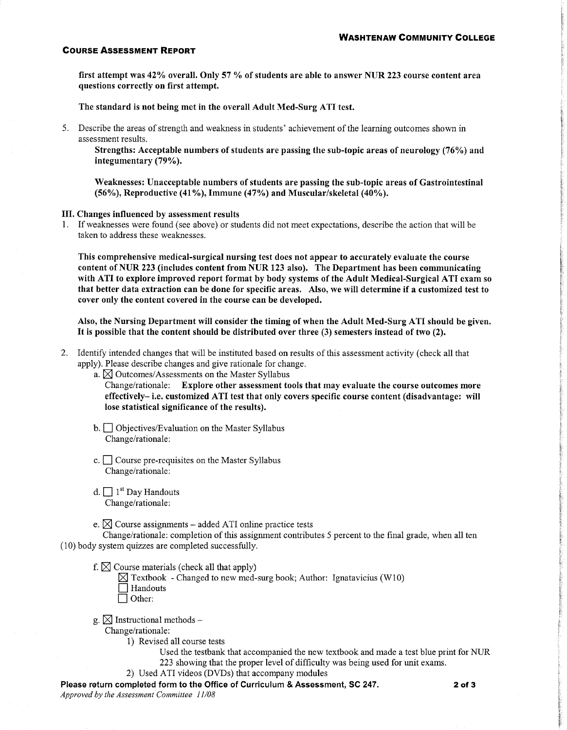first attempt was 42% overall. Only 57 % of students are able to answer NUR 223 course content area questions correctly on first attempt.

**The standard is not being met in the overall Adult Med-Surg ATI test.**

5. Describe the areas of strength and weakness in students' achievement of the learning outcomes shown in assessment results.

   **Strengths: Acceptable numbers of students are passing the sub-topic areas of neurology (76%) and integumentary (79%).**

   **Weaknesses: Unacceptable numbers of students are passing the sub-topic areas of Gastrointestinal (56%), Reproductive (41%), Immune (47%) and Muscular/skeletal (40%).**

## III. Changes influenced by assessment results

1. If weaknesses were found (see above) or students did not meet expectations, describe the action that will be taken to address these weaknesses.

   **This comprehensive medical-surgical nursing test does not appear to accurately evaluate the course content of NUR 223 (includes content from NUR 123 also). The Department has been communicating with ATI to explore improved report format by body systems of the Adult Medical-Surgical ATI exam so that better data extraction can be done for specific areas. Also, we will determine if a customized test to cover only the content covered in the course can be developed.**

   **Also, the Nursing Department will consider the timing of when the Adult Med-Surg ATI should be given. It is possible that the content should be distributed over three (3) semesters instead of two (2).**

2. Identify intended changes that will be instituted based on results of this assessment activity (check all that apply). Please describe changes and give rationale for change.

   a. ☒ Outcomes/Assessments on the Master Syllabus
   Change/rationale: **Explore other assessment tools that may evaluate the course outcomes more effectively– i.e. customized ATI test that only covers specific course content (disadvantage: will lose statistical significance of the results).**

   b. ☐ Objectives/Evaluation on the Master Syllabus
   Change/rationale:

   c. ☐ Course pre-requisites on the Master Syllabus
   Change/rationale:

   d. ☐ 1st Day Handouts
   Change/rationale:

   e. ☒ Course assignments – added ATI online practice tests
   Change/rationale: completion of this assignment contributes 5 percent to the final grade, when all ten (10) body system quizzes are completed successfully.

   f. ☒ Course materials (check all that apply)
   ☒ Textbook - Changed to new med-surg book; Author: Ignatavicius (W10)
   ☐ Handouts
   ☐ Other:

   g. ☒ Instructional methods –
   Change/rationale:
   1) Revised all course tests
      Used the testbank that accompanied the new textbook and made a test blue print for NUR 223 showing that the proper level of difficulty was being used for unit exams.
   2) Used ATI videos (DVDs) that accompany modules

**Please return completed form to the Office of Curriculum & Assessment, SC 247.**

*Approved by the Assessment Committee 11/08*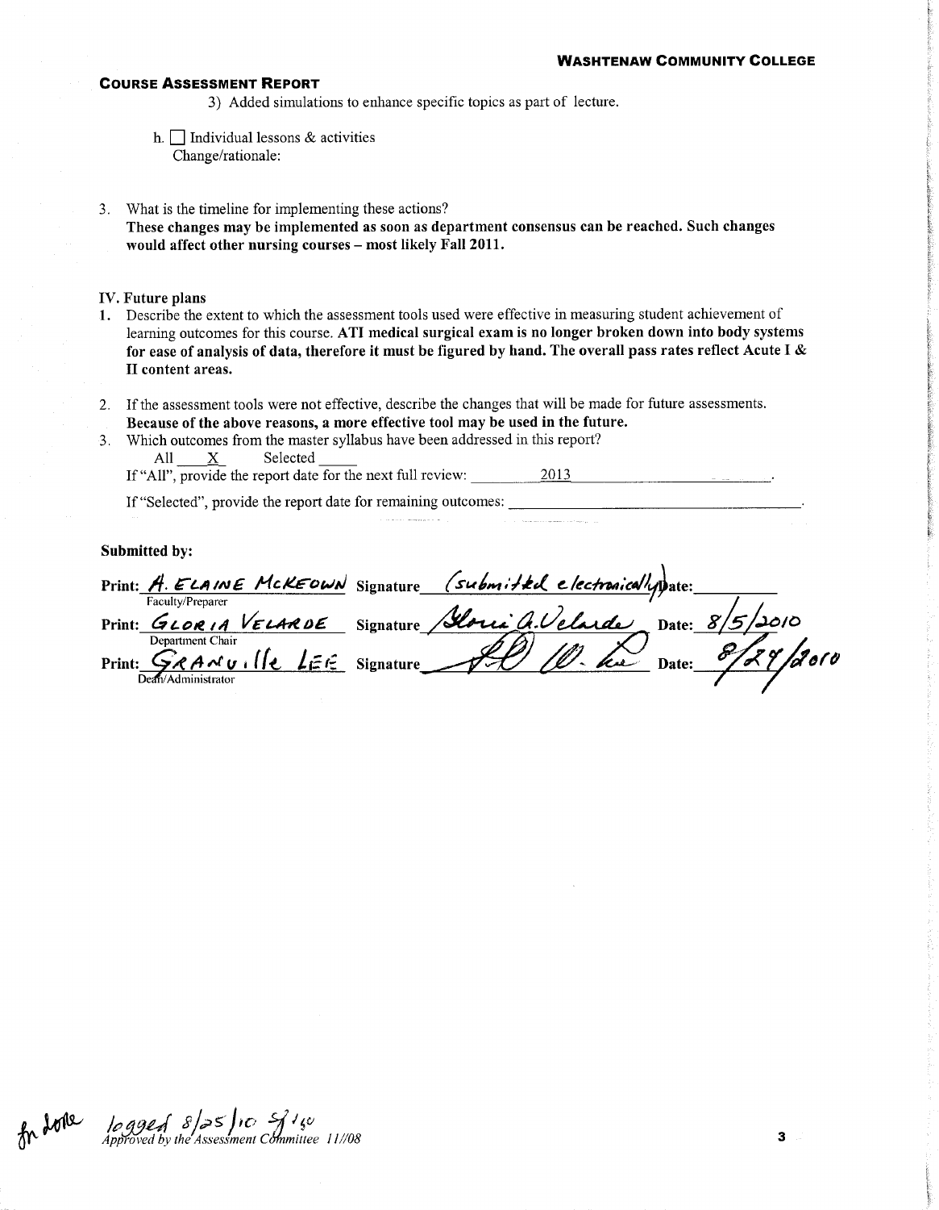3) Added simulations to enhance specific topics as part of lecture.

h. ☐ Individual lessons & activities
Change/rationale:

3. What is the timeline for implementing these actions?
**These changes may be implemented as soon as department consensus can be reached. Such changes would affect other nursing courses – most likely Fall 2011.**

**IV. Future plans**

1. Describe the extent to which the assessment tools used were effective in measuring student achievement of learning outcomes for this course. **ATI medical surgical exam is no longer broken down into body systems for ease of analysis of data, therefore it must be figured by hand. The overall pass rates reflect Acute I & II content areas.**

2. If the assessment tools were not effective, describe the changes that will be made for future assessments. **Because of the above reasons, a more effective tool may be used in the future.**

3. Which outcomes from the master syllabus have been addressed in this report?
All __X__ Selected ____
If "All", provide the report date for the next full review: ____2013____.
If "Selected", provide the report date for remaining outcomes: ________.

**Submitted by:**

**Print:** A. ELAINE MCKEOWN **Signature** (submitted electronically) **Date:** ____
Faculty/Preparer

**Print:** GLORIA VELARDE **Signature** Gloria A. Velarde **Date:** 8/5/2010
Department Chair

**Print:** GRANVILLE LEE **Signature** [signature] **Date:** 8/24/2010
Dean/Administrator

fn done logged 8/25/10 [initials]

*Approved by the Assessment Committee 11/08*